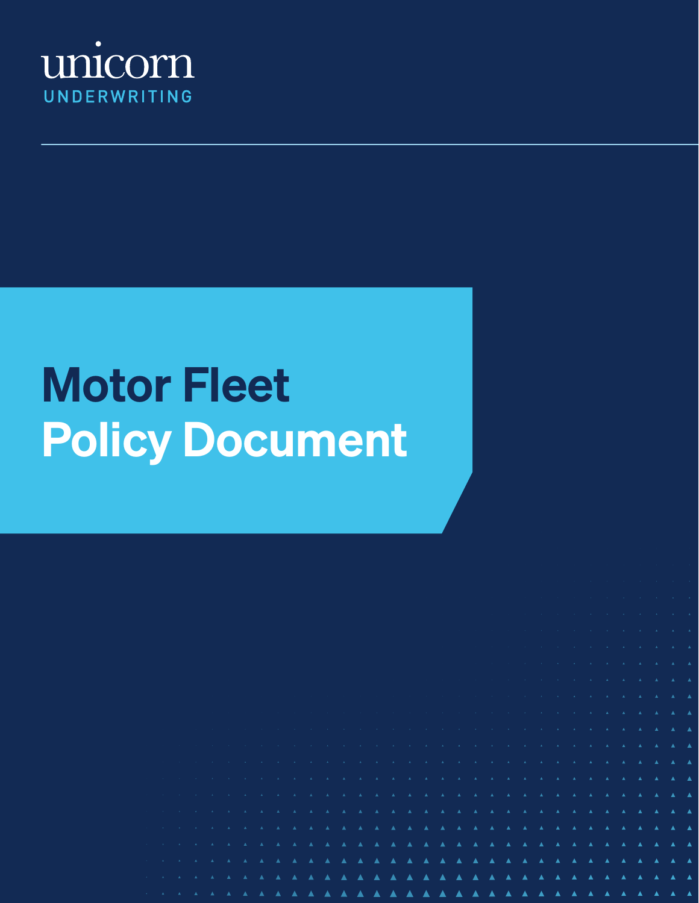unicorn

UNDERWRITING

# Motor Fleet Policy Document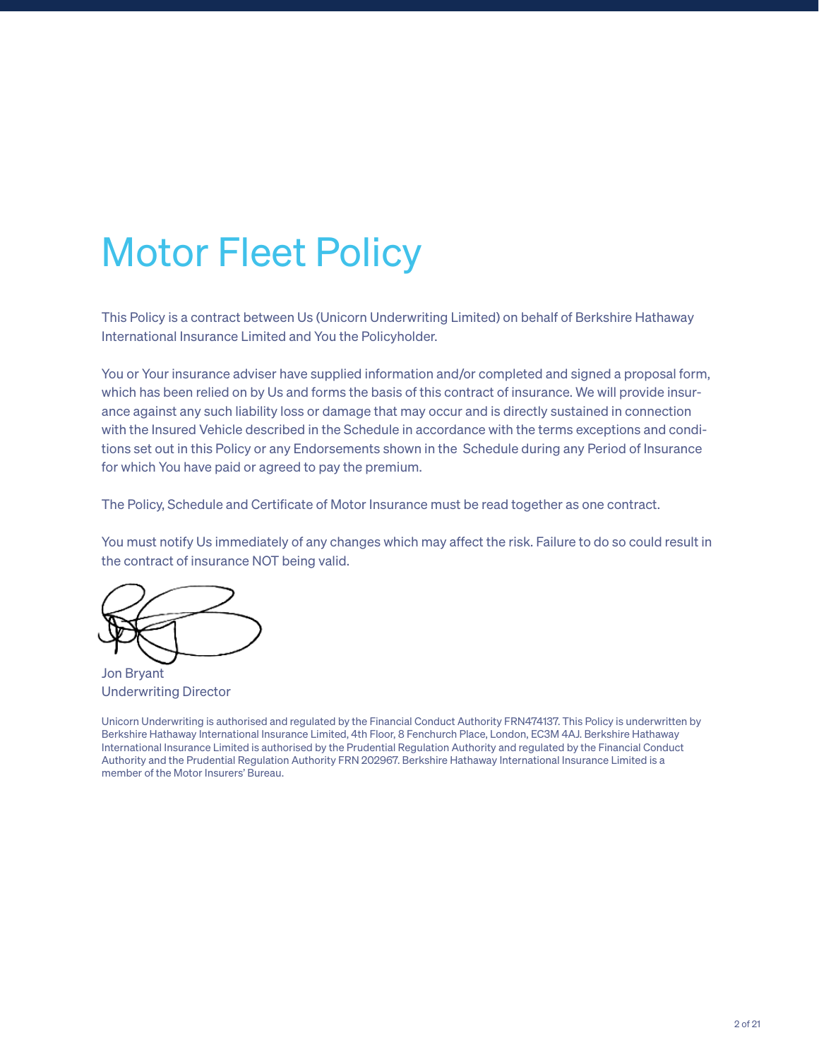# Motor Fleet Policy

This Policy is a contract between Us (Unicorn Underwriting Limited) on behalf of Berkshire Hathaway International Insurance Limited and You the Policyholder.

You or Your insurance adviser have supplied information and/or completed and signed a proposal form, which has been relied on by Us and forms the basis of this contract of insurance. We will provide insurance against any such liability loss or damage that may occur and is directly sustained in connection with the Insured Vehicle described in the Schedule in accordance with the terms exceptions and conditions set out in this Policy or any Endorsements shown in the Schedule during any Period of Insurance for which You have paid or agreed to pay the premium.

The Policy, Schedule and Certificate of Motor Insurance must be read together as one contract.

You must notify Us immediately of any changes which may affect the risk. Failure to do so could result in the contract of insurance NOT being valid.

Jon Bryant
Underwriting Director

Unicorn Underwriting is authorised and regulated by the Financial Conduct Authority FRN474137. This Policy is underwritten by Berkshire Hathaway International Insurance Limited, 4th Floor, 8 Fenchurch Place, London, EC3M 4AJ. Berkshire Hathaway International Insurance Limited is authorised by the Prudential Regulation Authority and regulated by the Financial Conduct Authority and the Prudential Regulation Authority FRN 202967. Berkshire Hathaway International Insurance Limited is a member of the Motor Insurers' Bureau.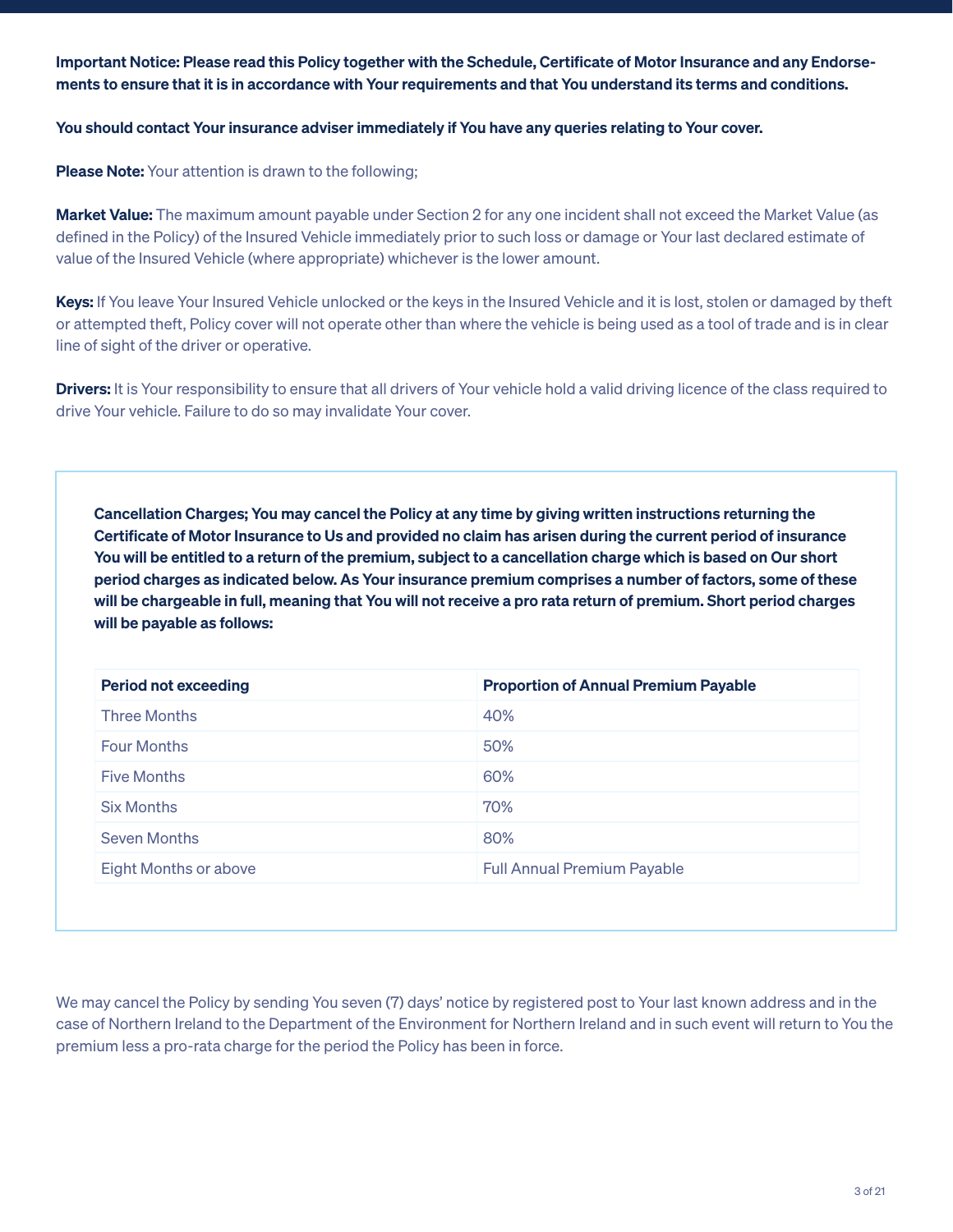**Important Notice: Please read this Policy together with the Schedule, Certificate of Motor Insurance and any Endorsements to ensure that it is in accordance with Your requirements and that You understand its terms and conditions.**

**You should contact Your insurance adviser immediately if You have any queries relating to Your cover.**

**Please Note:** Your attention is drawn to the following;

**Market Value:** The maximum amount payable under Section 2 for any one incident shall not exceed the Market Value (as defined in the Policy) of the Insured Vehicle immediately prior to such loss or damage or Your last declared estimate of value of the Insured Vehicle (where appropriate) whichever is the lower amount.

**Keys:** If You leave Your Insured Vehicle unlocked or the keys in the Insured Vehicle and it is lost, stolen or damaged by theft or attempted theft, Policy cover will not operate other than where the vehicle is being used as a tool of trade and is in clear line of sight of the driver or operative.

**Drivers:** It is Your responsibility to ensure that all drivers of Your vehicle hold a valid driving licence of the class required to drive Your vehicle. Failure to do so may invalidate Your cover.

**Cancellation Charges; You may cancel the Policy at any time by giving written instructions returning the Certificate of Motor Insurance to Us and provided no claim has arisen during the current period of insurance You will be entitled to a return of the premium, subject to a cancellation charge which is based on Our short period charges as indicated below. As Your insurance premium comprises a number of factors, some of these will be chargeable in full, meaning that You will not receive a pro rata return of premium. Short period charges will be payable as follows:**

| Period not exceeding | Proportion of Annual Premium Payable |
| --- | --- |
| Three Months | 40% |
| Four Months | 50% |
| Five Months | 60% |
| Six Months | 70% |
| Seven Months | 80% |
| Eight Months or above | Full Annual Premium Payable |

We may cancel the Policy by sending You seven (7) days' notice by registered post to Your last known address and in the case of Northern Ireland to the Department of the Environment for Northern Ireland and in such event will return to You the premium less a pro-rata charge for the period the Policy has been in force.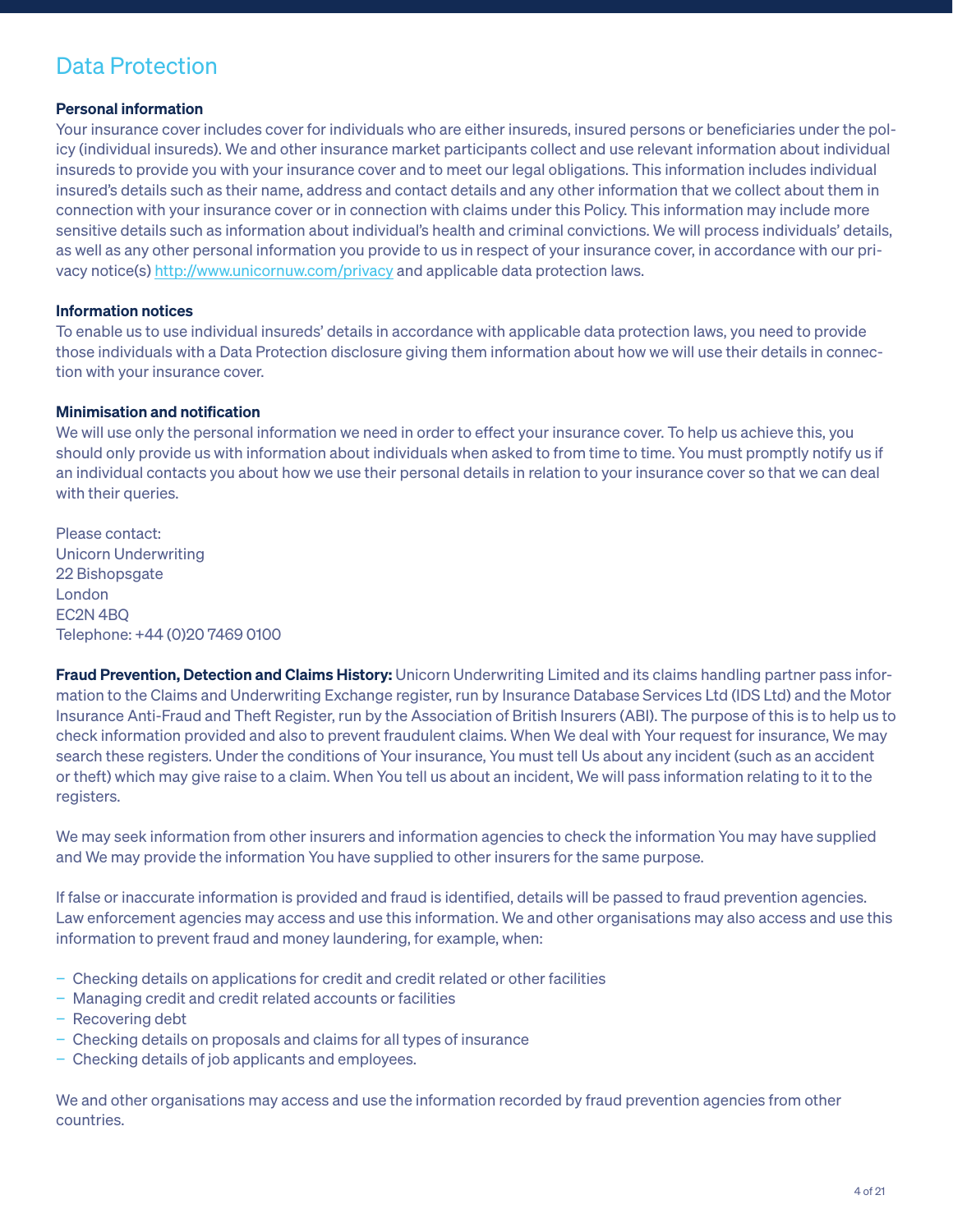## Data Protection

**Personal information**

Your insurance cover includes cover for individuals who are either insureds, insured persons or beneficiaries under the policy (individual insureds). We and other insurance market participants collect and use relevant information about individual insureds to provide you with your insurance cover and to meet our legal obligations. This information includes individual insured's details such as their name, address and contact details and any other information that we collect about them in connection with your insurance cover or in connection with claims under this Policy. This information may include more sensitive details such as information about individual's health and criminal convictions. We will process individuals' details, as well as any other personal information you provide to us in respect of your insurance cover, in accordance with our privacy notice(s) http://www.unicornuw.com/privacy and applicable data protection laws.

**Information notices**

To enable us to use individual insureds' details in accordance with applicable data protection laws, you need to provide those individuals with a Data Protection disclosure giving them information about how we will use their details in connection with your insurance cover.

**Minimisation and notification**

We will use only the personal information we need in order to effect your insurance cover. To help us achieve this, you should only provide us with information about individuals when asked to from time to time. You must promptly notify us if an individual contacts you about how we use their personal details in relation to your insurance cover so that we can deal with their queries.

Please contact:
Unicorn Underwriting
22 Bishopsgate
London
EC2N 4BQ
Telephone: +44 (0)20 7469 0100

**Fraud Prevention, Detection and Claims History:** Unicorn Underwriting Limited and its claims handling partner pass information to the Claims and Underwriting Exchange register, run by Insurance Database Services Ltd (IDS Ltd) and the Motor Insurance Anti-Fraud and Theft Register, run by the Association of British Insurers (ABI). The purpose of this is to help us to check information provided and also to prevent fraudulent claims. When We deal with Your request for insurance, We may search these registers. Under the conditions of Your insurance, You must tell Us about any incident (such as an accident or theft) which may give raise to a claim. When You tell us about an incident, We will pass information relating to it to the registers.

We may seek information from other insurers and information agencies to check the information You may have supplied and We may provide the information You have supplied to other insurers for the same purpose.

If false or inaccurate information is provided and fraud is identified, details will be passed to fraud prevention agencies. Law enforcement agencies may access and use this information. We and other organisations may also access and use this information to prevent fraud and money laundering, for example, when:

- Checking details on applications for credit and credit related or other facilities
- Managing credit and credit related accounts or facilities
- Recovering debt
- Checking details on proposals and claims for all types of insurance
- Checking details of job applicants and employees.

We and other organisations may access and use the information recorded by fraud prevention agencies from other countries.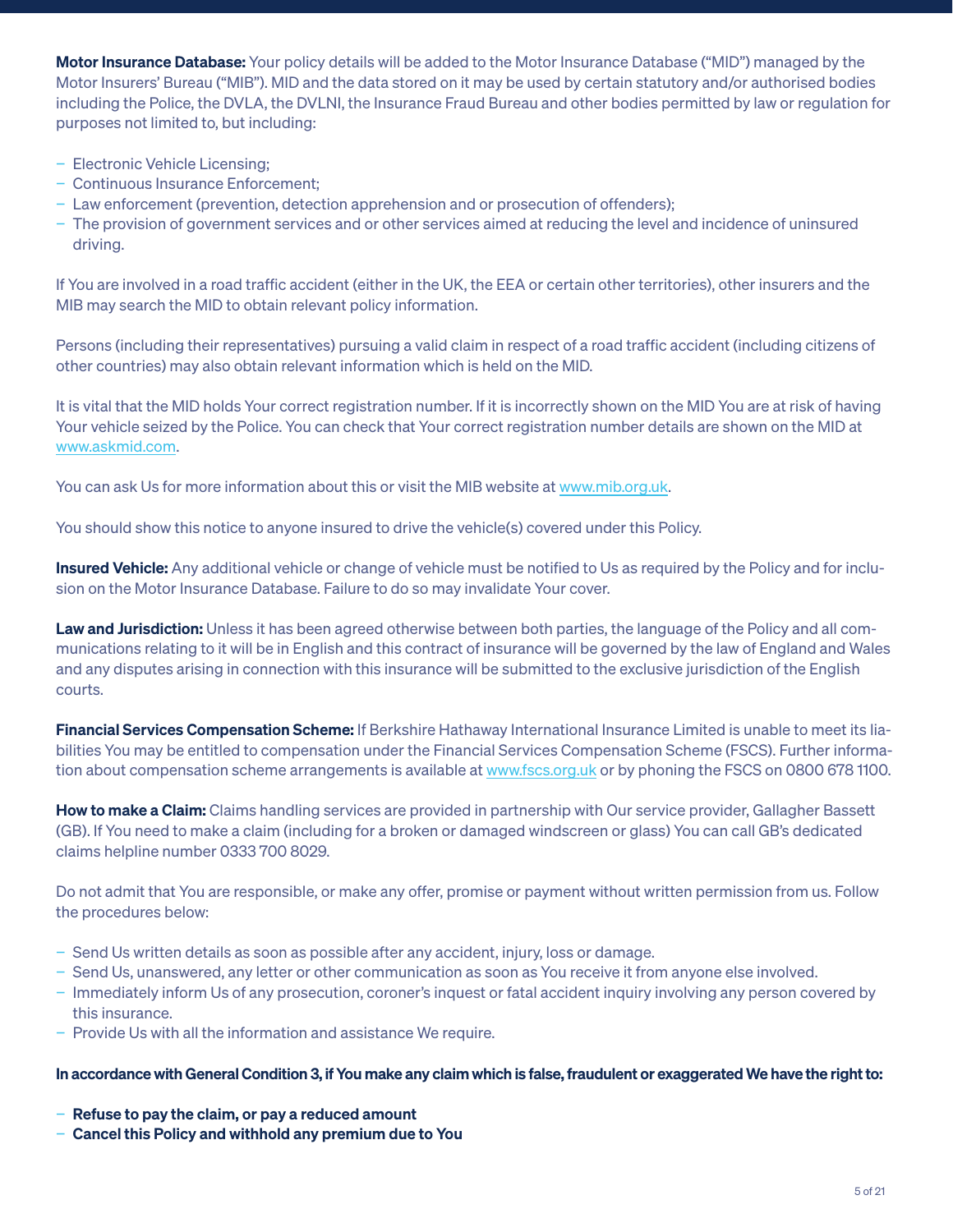**Motor Insurance Database:** Your policy details will be added to the Motor Insurance Database ("MID") managed by the Motor Insurers' Bureau ("MIB"). MID and the data stored on it may be used by certain statutory and/or authorised bodies including the Police, the DVLA, the DVLNI, the Insurance Fraud Bureau and other bodies permitted by law or regulation for purposes not limited to, but including:

- Electronic Vehicle Licensing;
- Continuous Insurance Enforcement;
- Law enforcement (prevention, detection apprehension and or prosecution of offenders);
- The provision of government services and or other services aimed at reducing the level and incidence of uninsured driving.

If You are involved in a road traffic accident (either in the UK, the EEA or certain other territories), other insurers and the MIB may search the MID to obtain relevant policy information.

Persons (including their representatives) pursuing a valid claim in respect of a road traffic accident (including citizens of other countries) may also obtain relevant information which is held on the MID.

It is vital that the MID holds Your correct registration number. If it is incorrectly shown on the MID You are at risk of having Your vehicle seized by the Police. You can check that Your correct registration number details are shown on the MID at www.askmid.com.

You can ask Us for more information about this or visit the MIB website at www.mib.org.uk.

You should show this notice to anyone insured to drive the vehicle(s) covered under this Policy.

**Insured Vehicle:** Any additional vehicle or change of vehicle must be notified to Us as required by the Policy and for inclusion on the Motor Insurance Database. Failure to do so may invalidate Your cover.

**Law and Jurisdiction:** Unless it has been agreed otherwise between both parties, the language of the Policy and all communications relating to it will be in English and this contract of insurance will be governed by the law of England and Wales and any disputes arising in connection with this insurance will be submitted to the exclusive jurisdiction of the English courts.

**Financial Services Compensation Scheme:** If Berkshire Hathaway International Insurance Limited is unable to meet its liabilities You may be entitled to compensation under the Financial Services Compensation Scheme (FSCS). Further information about compensation scheme arrangements is available at www.fscs.org.uk or by phoning the FSCS on 0800 678 1100.

**How to make a Claim:** Claims handling services are provided in partnership with Our service provider, Gallagher Bassett (GB). If You need to make a claim (including for a broken or damaged windscreen or glass) You can call GB's dedicated claims helpline number 0333 700 8029.

Do not admit that You are responsible, or make any offer, promise or payment without written permission from us. Follow the procedures below:

- Send Us written details as soon as possible after any accident, injury, loss or damage.
- Send Us, unanswered, any letter or other communication as soon as You receive it from anyone else involved.
- Immediately inform Us of any prosecution, coroner's inquest or fatal accident inquiry involving any person covered by this insurance.
- Provide Us with all the information and assistance We require.

**In accordance with General Condition 3, if You make any claim which is false, fraudulent or exaggerated We have the right to:**

- **Refuse to pay the claim, or pay a reduced amount**
- **Cancel this Policy and withhold any premium due to You**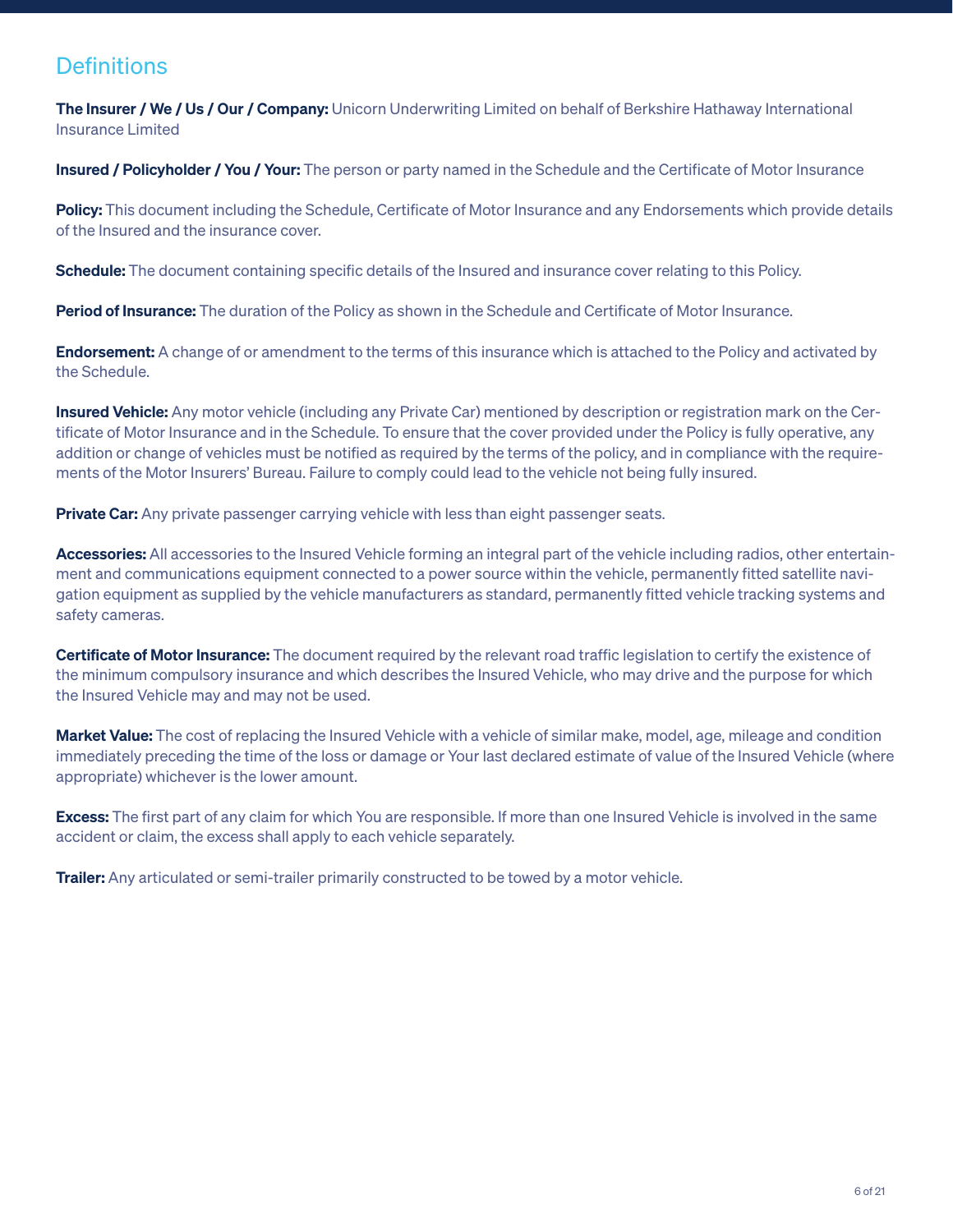## Definitions

**The Insurer / We / Us / Our / Company:** Unicorn Underwriting Limited on behalf of Berkshire Hathaway International Insurance Limited

**Insured / Policyholder / You / Your:** The person or party named in the Schedule and the Certificate of Motor Insurance

**Policy:** This document including the Schedule, Certificate of Motor Insurance and any Endorsements which provide details of the Insured and the insurance cover.

**Schedule:** The document containing specific details of the Insured and insurance cover relating to this Policy.

**Period of Insurance:** The duration of the Policy as shown in the Schedule and Certificate of Motor Insurance.

**Endorsement:** A change of or amendment to the terms of this insurance which is attached to the Policy and activated by the Schedule.

**Insured Vehicle:** Any motor vehicle (including any Private Car) mentioned by description or registration mark on the Certificate of Motor Insurance and in the Schedule. To ensure that the cover provided under the Policy is fully operative, any addition or change of vehicles must be notified as required by the terms of the policy, and in compliance with the requirements of the Motor Insurers' Bureau. Failure to comply could lead to the vehicle not being fully insured.

**Private Car:** Any private passenger carrying vehicle with less than eight passenger seats.

**Accessories:** All accessories to the Insured Vehicle forming an integral part of the vehicle including radios, other entertainment and communications equipment connected to a power source within the vehicle, permanently fitted satellite navigation equipment as supplied by the vehicle manufacturers as standard, permanently fitted vehicle tracking systems and safety cameras.

**Certificate of Motor Insurance:** The document required by the relevant road traffic legislation to certify the existence of the minimum compulsory insurance and which describes the Insured Vehicle, who may drive and the purpose for which the Insured Vehicle may and may not be used.

**Market Value:** The cost of replacing the Insured Vehicle with a vehicle of similar make, model, age, mileage and condition immediately preceding the time of the loss or damage or Your last declared estimate of value of the Insured Vehicle (where appropriate) whichever is the lower amount.

**Excess:** The first part of any claim for which You are responsible. If more than one Insured Vehicle is involved in the same accident or claim, the excess shall apply to each vehicle separately.

**Trailer:** Any articulated or semi-trailer primarily constructed to be towed by a motor vehicle.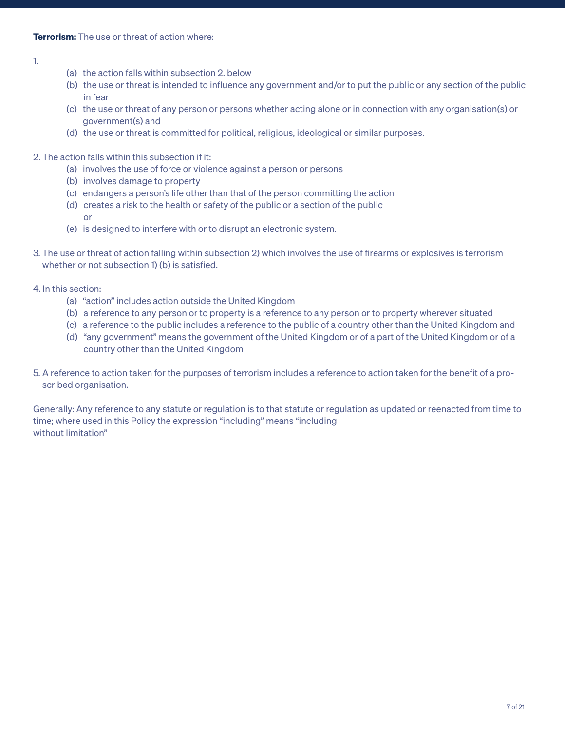**Terrorism:** The use or threat of action where:

1.
   (a) the action falls within subsection 2. below
   (b) the use or threat is intended to influence any government and/or to put the public or any section of the public in fear
   (c) the use or threat of any person or persons whether acting alone or in connection with any organisation(s) or government(s) and
   (d) the use or threat is committed for political, religious, ideological or similar purposes.

2. The action falls within this subsection if it:
   (a) involves the use of force or violence against a person or persons
   (b) involves damage to property
   (c) endangers a person's life other than that of the person committing the action
   (d) creates a risk to the health or safety of the public or a section of the public or
   (e) is designed to interfere with or to disrupt an electronic system.

3. The use or threat of action falling within subsection 2) which involves the use of firearms or explosives is terrorism whether or not subsection 1) (b) is satisfied.

4. In this section:
   (a) "action" includes action outside the United Kingdom
   (b) a reference to any person or to property is a reference to any person or to property wherever situated
   (c) a reference to the public includes a reference to the public of a country other than the United Kingdom and
   (d) "any government" means the government of the United Kingdom or of a part of the United Kingdom or of a country other than the United Kingdom

5. A reference to action taken for the purposes of terrorism includes a reference to action taken for the benefit of a proscribed organisation.

Generally: Any reference to any statute or regulation is to that statute or regulation as updated or reenacted from time to time; where used in this Policy the expression "including" means "including without limitation"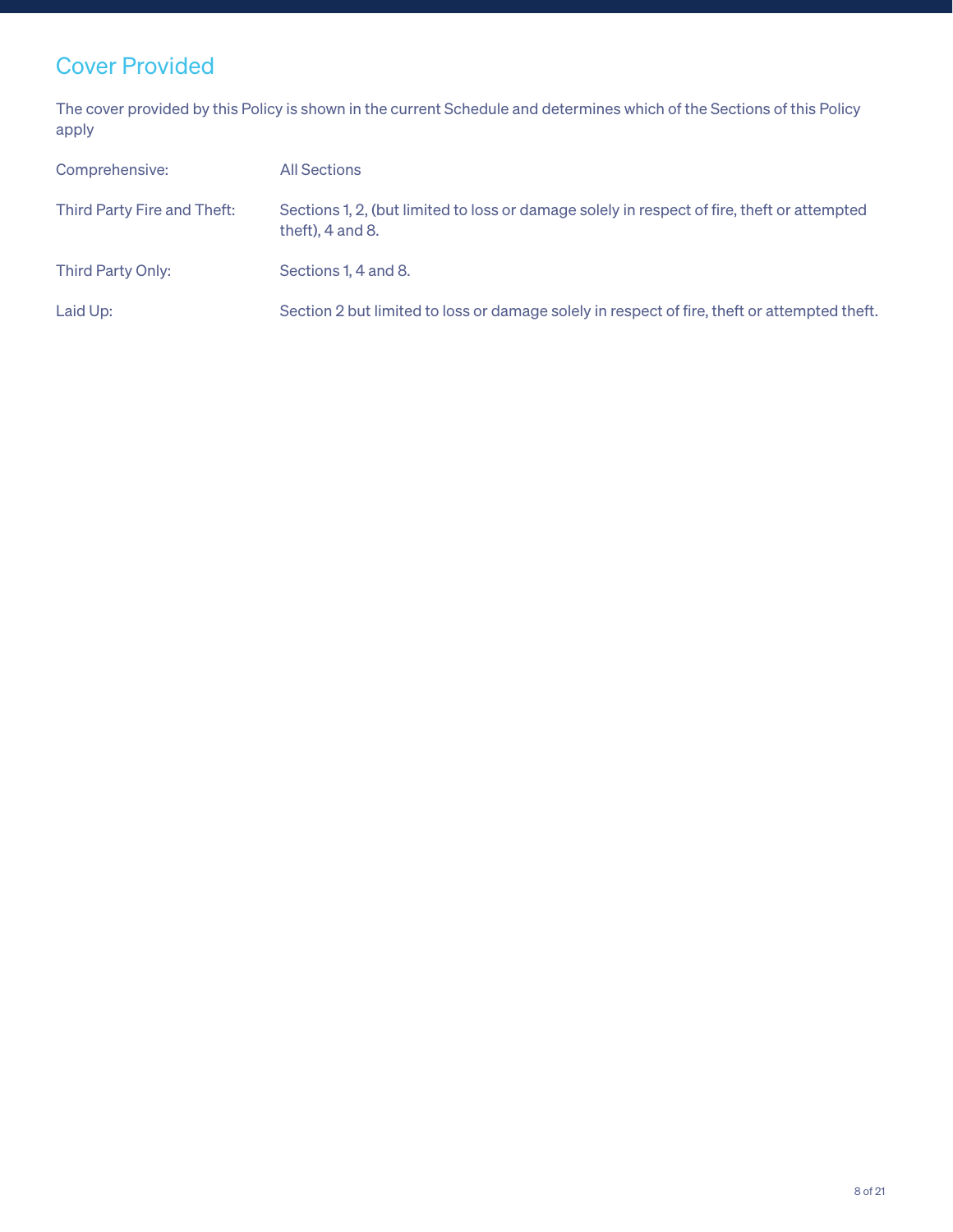## Cover Provided

The cover provided by this Policy is shown in the current Schedule and determines which of the Sections of this Policy apply

| | |
|---|---|
| Comprehensive: | All Sections |
| Third Party Fire and Theft: | Sections 1, 2, (but limited to loss or damage solely in respect of fire, theft or attempted theft), 4 and 8. |
| Third Party Only: | Sections 1, 4 and 8. |
| Laid Up: | Section 2 but limited to loss or damage solely in respect of fire, theft or attempted theft. |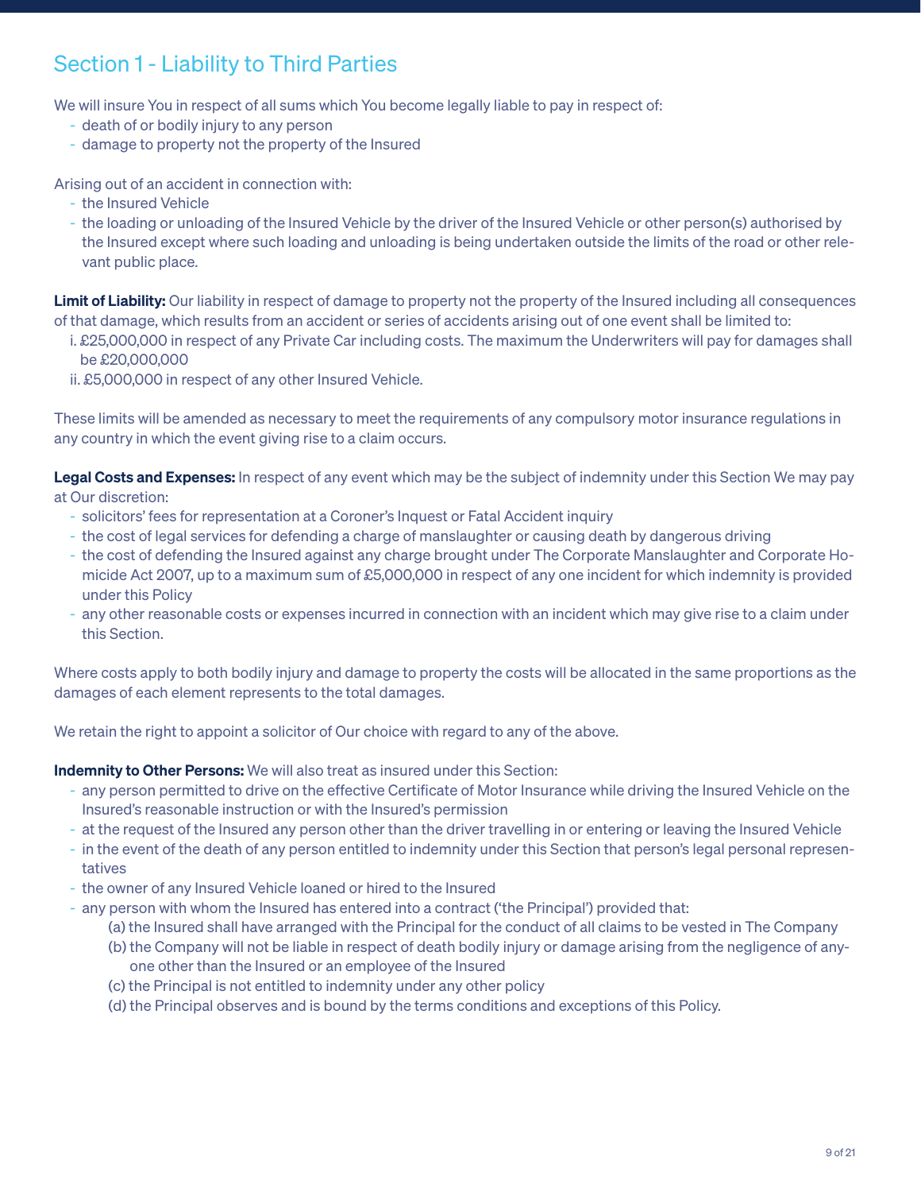## Section 1 - Liability to Third Parties

We will insure You in respect of all sums which You become legally liable to pay in respect of:

- death of or bodily injury to any person
- damage to property not the property of the Insured

Arising out of an accident in connection with:

- the Insured Vehicle
- the loading or unloading of the Insured Vehicle by the driver of the Insured Vehicle or other person(s) authorised by the Insured except where such loading and unloading is being undertaken outside the limits of the road or other relevant public place.

**Limit of Liability:** Our liability in respect of damage to property not the property of the Insured including all consequences of that damage, which results from an accident or series of accidents arising out of one event shall be limited to:

i. £25,000,000 in respect of any Private Car including costs. The maximum the Underwriters will pay for damages shall be £20,000,000

ii. £5,000,000 in respect of any other Insured Vehicle.

These limits will be amended as necessary to meet the requirements of any compulsory motor insurance regulations in any country in which the event giving rise to a claim occurs.

**Legal Costs and Expenses:** In respect of any event which may be the subject of indemnity under this Section We may pay at Our discretion:

- solicitors' fees for representation at a Coroner's Inquest or Fatal Accident inquiry
- the cost of legal services for defending a charge of manslaughter or causing death by dangerous driving
- the cost of defending the Insured against any charge brought under The Corporate Manslaughter and Corporate Homicide Act 2007, up to a maximum sum of £5,000,000 in respect of any one incident for which indemnity is provided under this Policy
- any other reasonable costs or expenses incurred in connection with an incident which may give rise to a claim under this Section.

Where costs apply to both bodily injury and damage to property the costs will be allocated in the same proportions as the damages of each element represents to the total damages.

We retain the right to appoint a solicitor of Our choice with regard to any of the above.

**Indemnity to Other Persons:** We will also treat as insured under this Section:

- any person permitted to drive on the effective Certificate of Motor Insurance while driving the Insured Vehicle on the Insured's reasonable instruction or with the Insured's permission
- at the request of the Insured any person other than the driver travelling in or entering or leaving the Insured Vehicle
- in the event of the death of any person entitled to indemnity under this Section that person's legal personal representatives
- the owner of any Insured Vehicle loaned or hired to the Insured
- any person with whom the Insured has entered into a contract ('the Principal') provided that:
  - (a) the Insured shall have arranged with the Principal for the conduct of all claims to be vested in The Company
  - (b) the Company will not be liable in respect of death bodily injury or damage arising from the negligence of anyone other than the Insured or an employee of the Insured
  - (c) the Principal is not entitled to indemnity under any other policy
  - (d) the Principal observes and is bound by the terms conditions and exceptions of this Policy.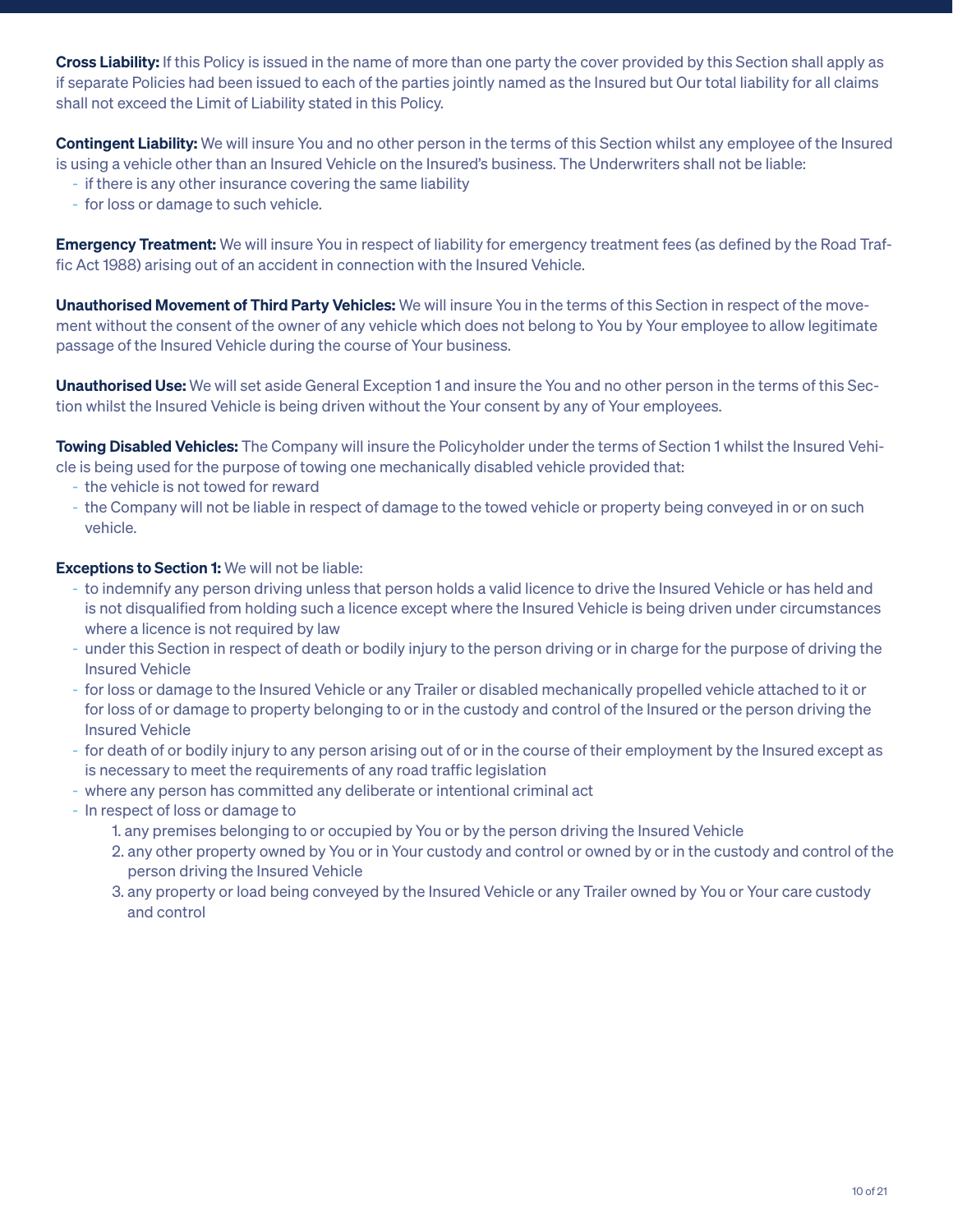**Cross Liability:** If this Policy is issued in the name of more than one party the cover provided by this Section shall apply as if separate Policies had been issued to each of the parties jointly named as the Insured but Our total liability for all claims shall not exceed the Limit of Liability stated in this Policy.

**Contingent Liability:** We will insure You and no other person in the terms of this Section whilst any employee of the Insured is using a vehicle other than an Insured Vehicle on the Insured's business. The Underwriters shall not be liable:

- if there is any other insurance covering the same liability
- for loss or damage to such vehicle.

**Emergency Treatment:** We will insure You in respect of liability for emergency treatment fees (as defined by the Road Traffic Act 1988) arising out of an accident in connection with the Insured Vehicle.

**Unauthorised Movement of Third Party Vehicles:** We will insure You in the terms of this Section in respect of the movement without the consent of the owner of any vehicle which does not belong to You by Your employee to allow legitimate passage of the Insured Vehicle during the course of Your business.

**Unauthorised Use:** We will set aside General Exception 1 and insure the You and no other person in the terms of this Section whilst the Insured Vehicle is being driven without the Your consent by any of Your employees.

**Towing Disabled Vehicles:** The Company will insure the Policyholder under the terms of Section 1 whilst the Insured Vehicle is being used for the purpose of towing one mechanically disabled vehicle provided that:

- the vehicle is not towed for reward
- the Company will not be liable in respect of damage to the towed vehicle or property being conveyed in or on such vehicle.

**Exceptions to Section 1:** We will not be liable:

- to indemnify any person driving unless that person holds a valid licence to drive the Insured Vehicle or has held and is not disqualified from holding such a licence except where the Insured Vehicle is being driven under circumstances where a licence is not required by law
- under this Section in respect of death or bodily injury to the person driving or in charge for the purpose of driving the Insured Vehicle
- for loss or damage to the Insured Vehicle or any Trailer or disabled mechanically propelled vehicle attached to it or for loss of or damage to property belonging to or in the custody and control of the Insured or the person driving the Insured Vehicle
- for death of or bodily injury to any person arising out of or in the course of their employment by the Insured except as is necessary to meet the requirements of any road traffic legislation
- where any person has committed any deliberate or intentional criminal act
- In respect of loss or damage to
    1. any premises belonging to or occupied by You or by the person driving the Insured Vehicle
    2. any other property owned by You or in Your custody and control or owned by or in the custody and control of the person driving the Insured Vehicle
    3. any property or load being conveyed by the Insured Vehicle or any Trailer owned by You or Your care custody and control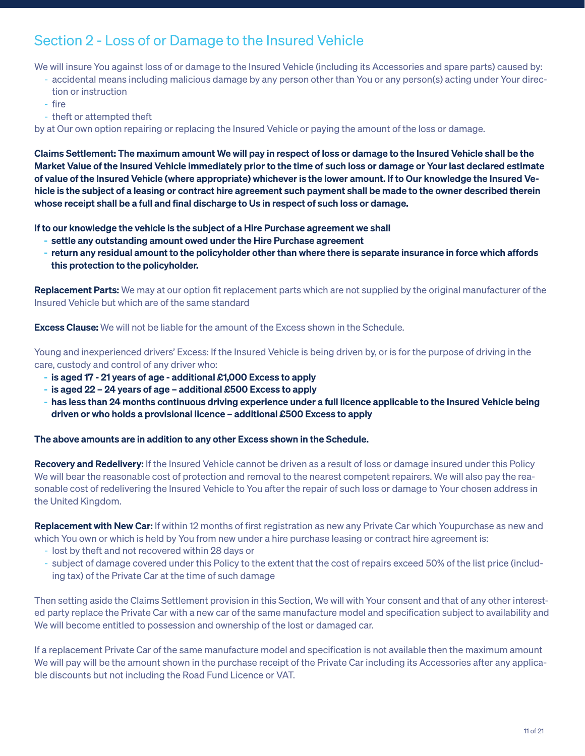## Section 2 - Loss of or Damage to the Insured Vehicle

We will insure You against loss of or damage to the Insured Vehicle (including its Accessories and spare parts) caused by:

- accidental means including malicious damage by any person other than You or any person(s) acting under Your direction or instruction
- fire
- theft or attempted theft

by at Our own option repairing or replacing the Insured Vehicle or paying the amount of the loss or damage.

**Claims Settlement: The maximum amount We will pay in respect of loss or damage to the Insured Vehicle shall be the Market Value of the Insured Vehicle immediately prior to the time of such loss or damage or Your last declared estimate of value of the Insured Vehicle (where appropriate) whichever is the lower amount. If to Our knowledge the Insured Vehicle is the subject of a leasing or contract hire agreement such payment shall be made to the owner described therein whose receipt shall be a full and final discharge to Us in respect of such loss or damage.**

**If to our knowledge the vehicle is the subject of a Hire Purchase agreement we shall**

- **settle any outstanding amount owed under the Hire Purchase agreement**
- **return any residual amount to the policyholder other than where there is separate insurance in force which affords this protection to the policyholder.**

**Replacement Parts:** We may at our option fit replacement parts which are not supplied by the original manufacturer of the Insured Vehicle but which are of the same standard

**Excess Clause:** We will not be liable for the amount of the Excess shown in the Schedule.

Young and inexperienced drivers' Excess: If the Insured Vehicle is being driven by, or is for the purpose of driving in the care, custody and control of any driver who:

- **is aged 17 - 21 years of age - additional £1,000 Excess to apply**
- **is aged 22 – 24 years of age – additional £500 Excess to apply**
- **has less than 24 months continuous driving experience under a full licence applicable to the Insured Vehicle being driven or who holds a provisional licence – additional £500 Excess to apply**

**The above amounts are in addition to any other Excess shown in the Schedule.**

**Recovery and Redelivery:** If the Insured Vehicle cannot be driven as a result of loss or damage insured under this Policy We will bear the reasonable cost of protection and removal to the nearest competent repairers. We will also pay the reasonable cost of redelivering the Insured Vehicle to You after the repair of such loss or damage to Your chosen address in the United Kingdom.

**Replacement with New Car:** If within 12 months of first registration as new any Private Car which Youpurchase as new and which You own or which is held by You from new under a hire purchase leasing or contract hire agreement is:

- lost by theft and not recovered within 28 days or
- subject of damage covered under this Policy to the extent that the cost of repairs exceed 50% of the list price (including tax) of the Private Car at the time of such damage

Then setting aside the Claims Settlement provision in this Section, We will with Your consent and that of any other interested party replace the Private Car with a new car of the same manufacture model and specification subject to availability and We will become entitled to possession and ownership of the lost or damaged car.

If a replacement Private Car of the same manufacture model and specification is not available then the maximum amount We will pay will be the amount shown in the purchase receipt of the Private Car including its Accessories after any applicable discounts but not including the Road Fund Licence or VAT.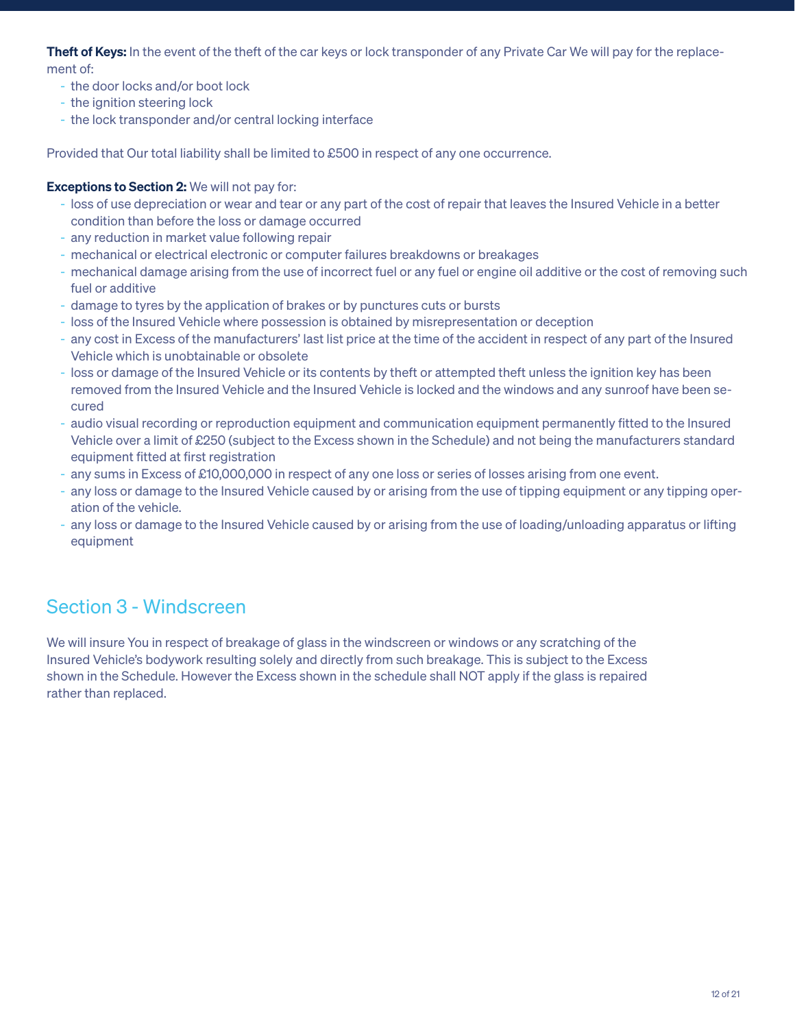**Theft of Keys:** In the event of the theft of the car keys or lock transponder of any Private Car We will pay for the replacement of:

- the door locks and/or boot lock
- the ignition steering lock
- the lock transponder and/or central locking interface

Provided that Our total liability shall be limited to £500 in respect of any one occurrence.

**Exceptions to Section 2:** We will not pay for:

- loss of use depreciation or wear and tear or any part of the cost of repair that leaves the Insured Vehicle in a better condition than before the loss or damage occurred
- any reduction in market value following repair
- mechanical or electrical electronic or computer failures breakdowns or breakages
- mechanical damage arising from the use of incorrect fuel or any fuel or engine oil additive or the cost of removing such fuel or additive
- damage to tyres by the application of brakes or by punctures cuts or bursts
- loss of the Insured Vehicle where possession is obtained by misrepresentation or deception
- any cost in Excess of the manufacturers' last list price at the time of the accident in respect of any part of the Insured Vehicle which is unobtainable or obsolete
- loss or damage of the Insured Vehicle or its contents by theft or attempted theft unless the ignition key has been removed from the Insured Vehicle and the Insured Vehicle is locked and the windows and any sunroof have been secured
- audio visual recording or reproduction equipment and communication equipment permanently fitted to the Insured Vehicle over a limit of £250 (subject to the Excess shown in the Schedule) and not being the manufacturers standard equipment fitted at first registration
- any sums in Excess of £10,000,000 in respect of any one loss or series of losses arising from one event.
- any loss or damage to the Insured Vehicle caused by or arising from the use of tipping equipment or any tipping operation of the vehicle.
- any loss or damage to the Insured Vehicle caused by or arising from the use of loading/unloading apparatus or lifting equipment

## Section 3 - Windscreen

We will insure You in respect of breakage of glass in the windscreen or windows or any scratching of the Insured Vehicle's bodywork resulting solely and directly from such breakage. This is subject to the Excess shown in the Schedule. However the Excess shown in the schedule shall NOT apply if the glass is repaired rather than replaced.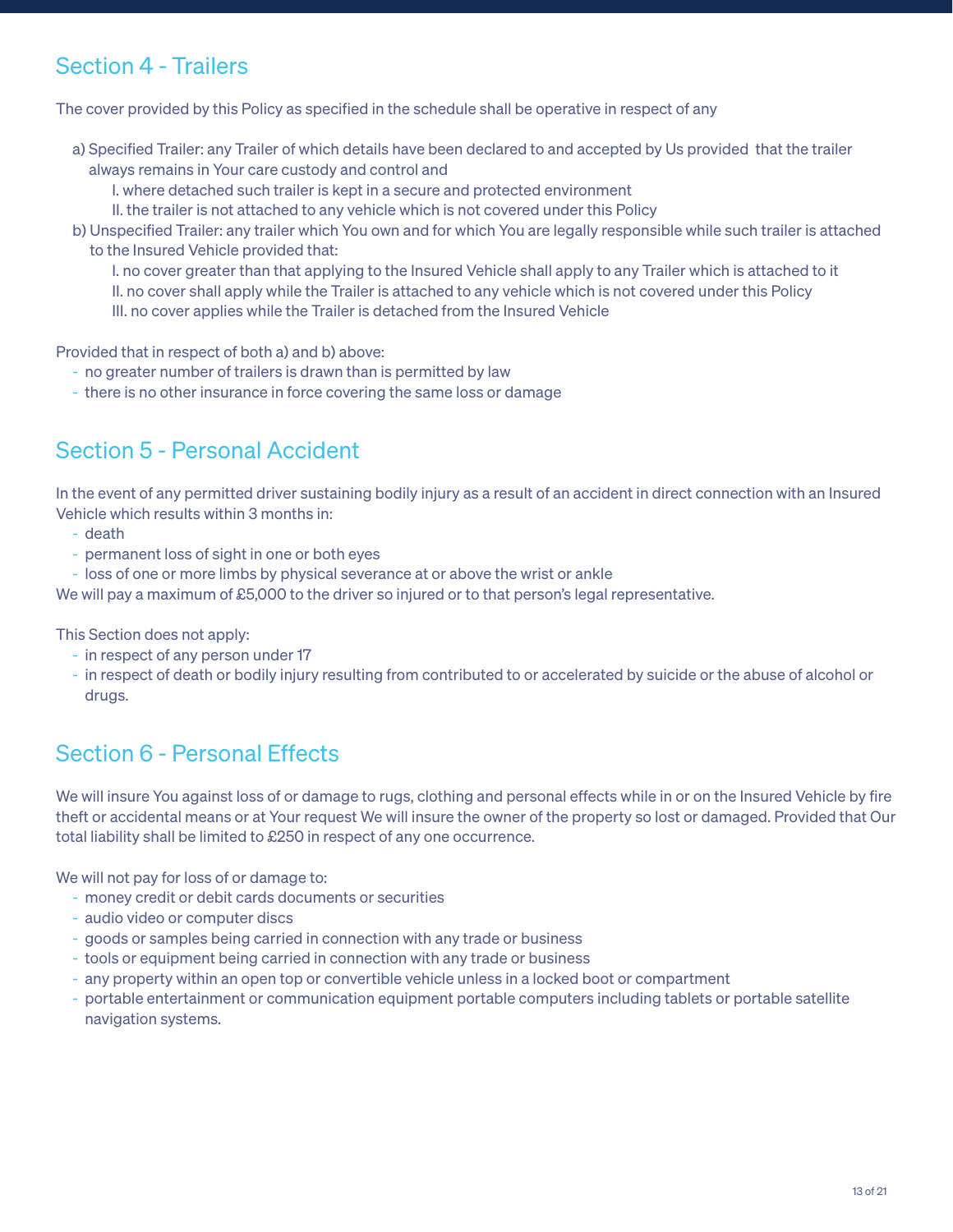## Section 4 - Trailers

The cover provided by this Policy as specified in the schedule shall be operative in respect of any

a) Specified Trailer: any Trailer of which details have been declared to and accepted by Us provided that the trailer always remains in Your care custody and control and
   - I. where detached such trailer is kept in a secure and protected environment
   - II. the trailer is not attached to any vehicle which is not covered under this Policy

b) Unspecified Trailer: any trailer which You own and for which You are legally responsible while such trailer is attached to the Insured Vehicle provided that:
   - I. no cover greater than that applying to the Insured Vehicle shall apply to any Trailer which is attached to it
   - II. no cover shall apply while the Trailer is attached to any vehicle which is not covered under this Policy
   - III. no cover applies while the Trailer is detached from the Insured Vehicle

Provided that in respect of both a) and b) above:
- no greater number of trailers is drawn than is permitted by law
- there is no other insurance in force covering the same loss or damage

## Section 5 - Personal Accident

In the event of any permitted driver sustaining bodily injury as a result of an accident in direct connection with an Insured Vehicle which results within 3 months in:
- death
- permanent loss of sight in one or both eyes
- loss of one or more limbs by physical severance at or above the wrist or ankle

We will pay a maximum of £5,000 to the driver so injured or to that person's legal representative.

This Section does not apply:
- in respect of any person under 17
- in respect of death or bodily injury resulting from contributed to or accelerated by suicide or the abuse of alcohol or drugs.

## Section 6 - Personal Effects

We will insure You against loss of or damage to rugs, clothing and personal effects while in or on the Insured Vehicle by fire theft or accidental means or at Your request We will insure the owner of the property so lost or damaged. Provided that Our total liability shall be limited to £250 in respect of any one occurrence.

We will not pay for loss of or damage to:
- money credit or debit cards documents or securities
- audio video or computer discs
- goods or samples being carried in connection with any trade or business
- tools or equipment being carried in connection with any trade or business
- any property within an open top or convertible vehicle unless in a locked boot or compartment
- portable entertainment or communication equipment portable computers including tablets or portable satellite navigation systems.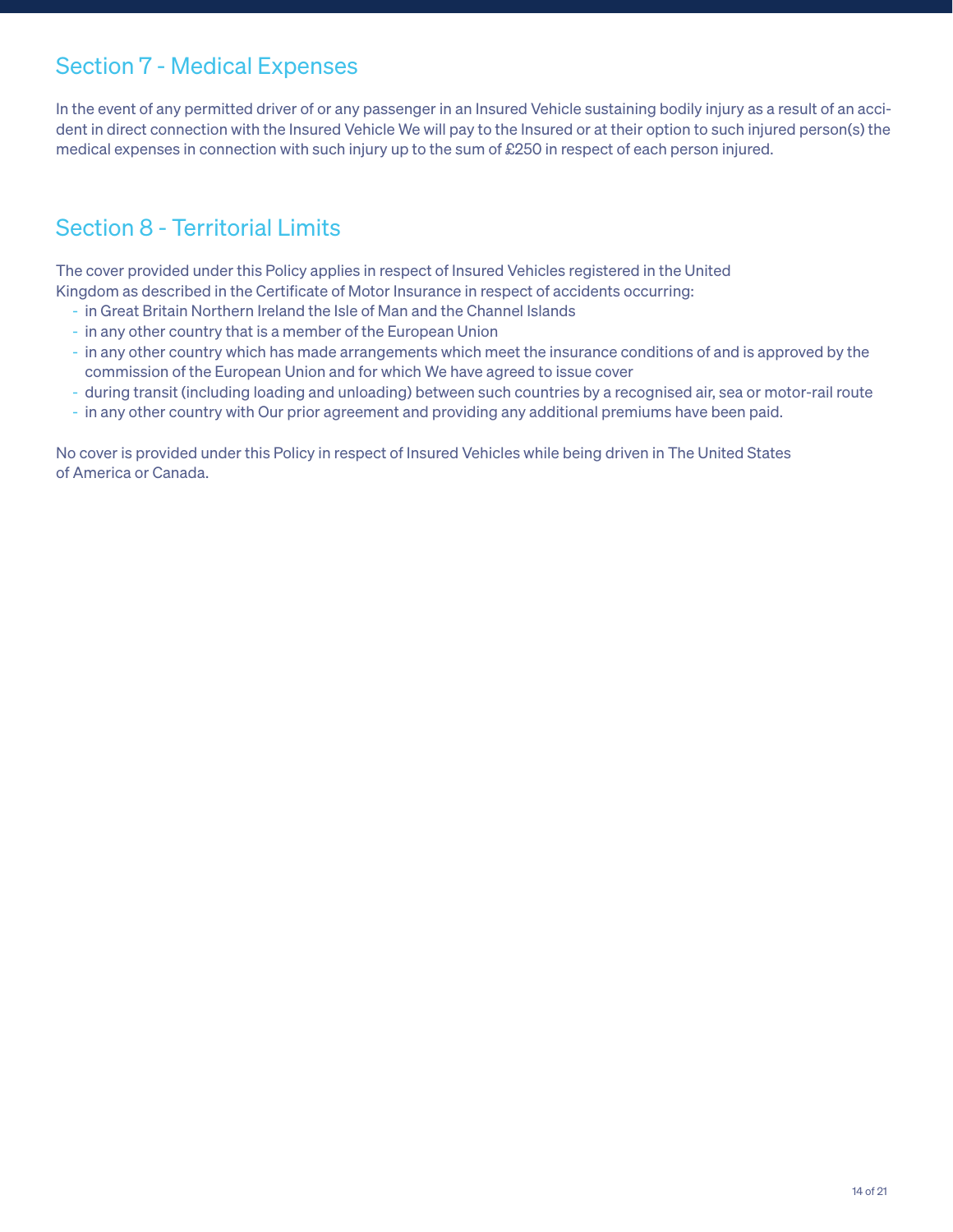## Section 7 - Medical Expenses

In the event of any permitted driver of or any passenger in an Insured Vehicle sustaining bodily injury as a result of an accident in direct connection with the Insured Vehicle We will pay to the Insured or at their option to such injured person(s) the medical expenses in connection with such injury up to the sum of £250 in respect of each person injured.

## Section 8 - Territorial Limits

The cover provided under this Policy applies in respect of Insured Vehicles registered in the United Kingdom as described in the Certificate of Motor Insurance in respect of accidents occurring:

- in Great Britain Northern Ireland the Isle of Man and the Channel Islands
- in any other country that is a member of the European Union
- in any other country which has made arrangements which meet the insurance conditions of and is approved by the commission of the European Union and for which We have agreed to issue cover
- during transit (including loading and unloading) between such countries by a recognised air, sea or motor-rail route
- in any other country with Our prior agreement and providing any additional premiums have been paid.

No cover is provided under this Policy in respect of Insured Vehicles while being driven in The United States of America or Canada.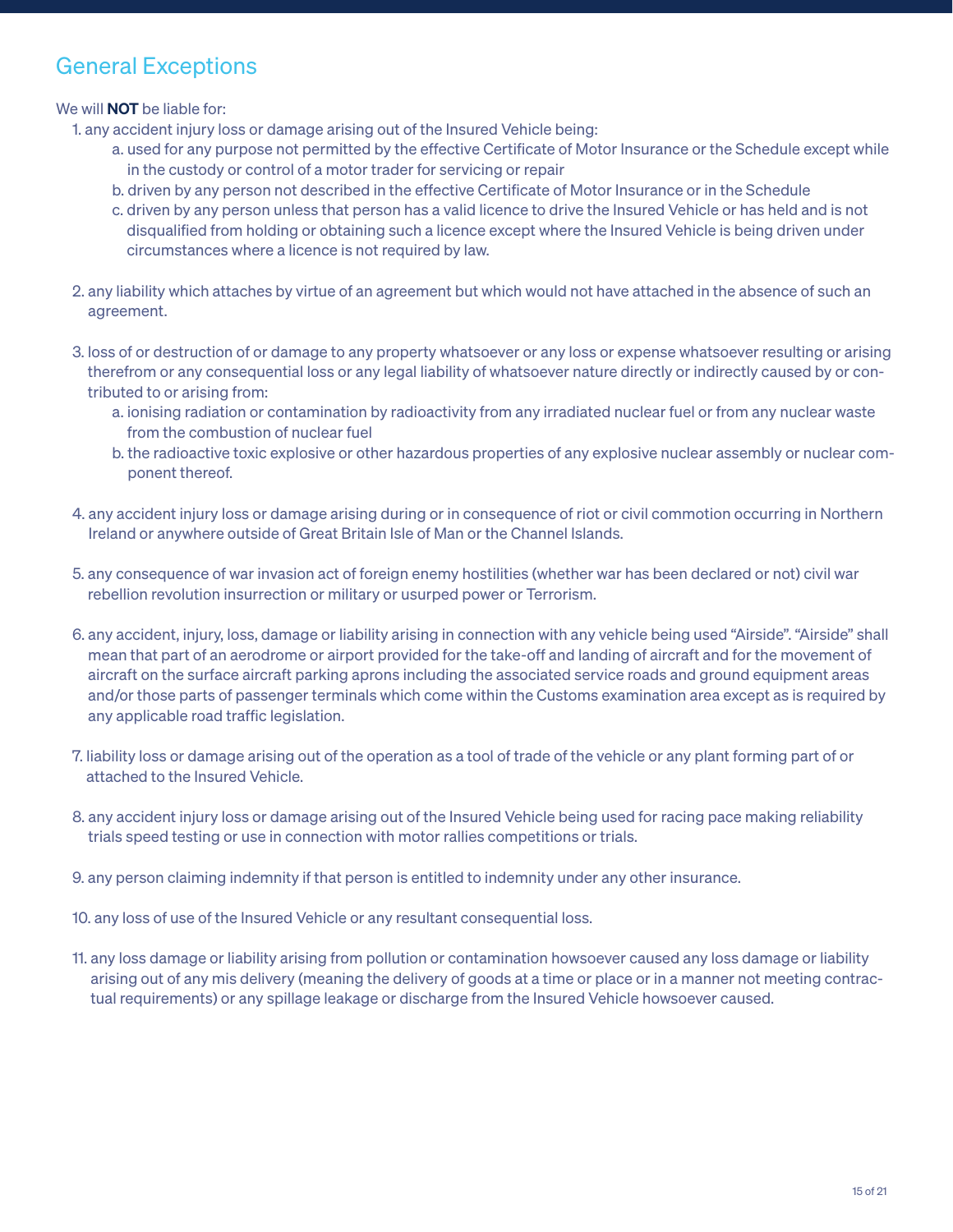## General Exceptions

We will **NOT** be liable for:

1. any accident injury loss or damage arising out of the Insured Vehicle being:
   a. used for any purpose not permitted by the effective Certificate of Motor Insurance or the Schedule except while in the custody or control of a motor trader for servicing or repair
   b. driven by any person not described in the effective Certificate of Motor Insurance or in the Schedule
   c. driven by any person unless that person has a valid licence to drive the Insured Vehicle or has held and is not disqualified from holding or obtaining such a licence except where the Insured Vehicle is being driven under circumstances where a licence is not required by law.

2. any liability which attaches by virtue of an agreement but which would not have attached in the absence of such an agreement.

3. loss of or destruction of or damage to any property whatsoever or any loss or expense whatsoever resulting or arising therefrom or any consequential loss or any legal liability of whatsoever nature directly or indirectly caused by or contributed to or arising from:
   a. ionising radiation or contamination by radioactivity from any irradiated nuclear fuel or from any nuclear waste from the combustion of nuclear fuel
   b. the radioactive toxic explosive or other hazardous properties of any explosive nuclear assembly or nuclear component thereof.

4. any accident injury loss or damage arising during or in consequence of riot or civil commotion occurring in Northern Ireland or anywhere outside of Great Britain Isle of Man or the Channel Islands.

5. any consequence of war invasion act of foreign enemy hostilities (whether war has been declared or not) civil war rebellion revolution insurrection or military or usurped power or Terrorism.

6. any accident, injury, loss, damage or liability arising in connection with any vehicle being used "Airside". "Airside" shall mean that part of an aerodrome or airport provided for the take-off and landing of aircraft and for the movement of aircraft on the surface aircraft parking aprons including the associated service roads and ground equipment areas and/or those parts of passenger terminals which come within the Customs examination area except as is required by any applicable road traffic legislation.

7. liability loss or damage arising out of the operation as a tool of trade of the vehicle or any plant forming part of or attached to the Insured Vehicle.

8. any accident injury loss or damage arising out of the Insured Vehicle being used for racing pace making reliability trials speed testing or use in connection with motor rallies competitions or trials.

9. any person claiming indemnity if that person is entitled to indemnity under any other insurance.

10. any loss of use of the Insured Vehicle or any resultant consequential loss.

11. any loss damage or liability arising from pollution or contamination howsoever caused any loss damage or liability arising out of any mis delivery (meaning the delivery of goods at a time or place or in a manner not meeting contractual requirements) or any spillage leakage or discharge from the Insured Vehicle howsoever caused.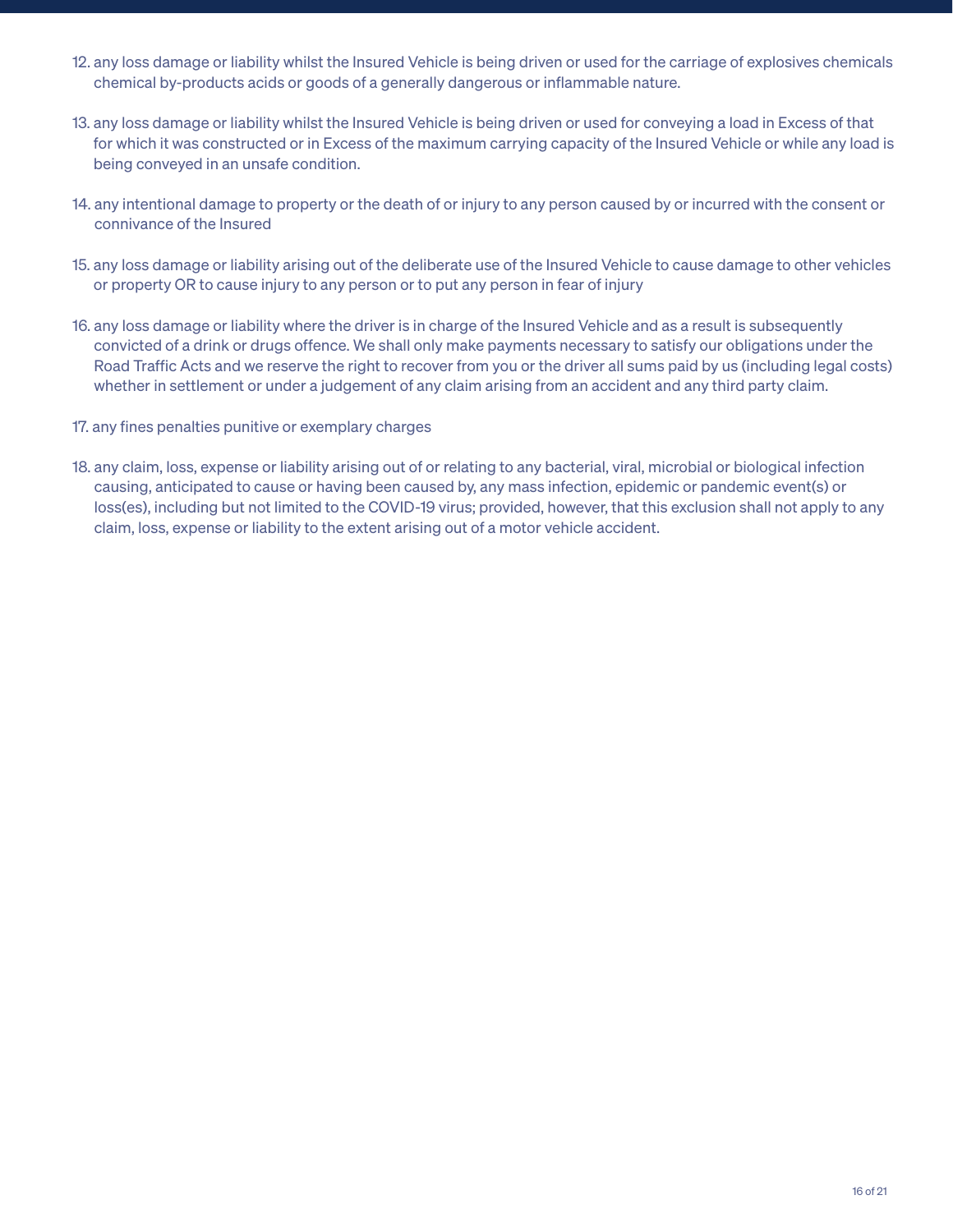12. any loss damage or liability whilst the Insured Vehicle is being driven or used for the carriage of explosives chemicals chemical by-products acids or goods of a generally dangerous or inflammable nature.

13. any loss damage or liability whilst the Insured Vehicle is being driven or used for conveying a load in Excess of that for which it was constructed or in Excess of the maximum carrying capacity of the Insured Vehicle or while any load is being conveyed in an unsafe condition.

14. any intentional damage to property or the death of or injury to any person caused by or incurred with the consent or connivance of the Insured

15. any loss damage or liability arising out of the deliberate use of the Insured Vehicle to cause damage to other vehicles or property OR to cause injury to any person or to put any person in fear of injury

16. any loss damage or liability where the driver is in charge of the Insured Vehicle and as a result is subsequently convicted of a drink or drugs offence. We shall only make payments necessary to satisfy our obligations under the Road Traffic Acts and we reserve the right to recover from you or the driver all sums paid by us (including legal costs) whether in settlement or under a judgement of any claim arising from an accident and any third party claim.

17. any fines penalties punitive or exemplary charges

18. any claim, loss, expense or liability arising out of or relating to any bacterial, viral, microbial or biological infection causing, anticipated to cause or having been caused by, any mass infection, epidemic or pandemic event(s) or loss(es), including but not limited to the COVID-19 virus; provided, however, that this exclusion shall not apply to any claim, loss, expense or liability to the extent arising out of a motor vehicle accident.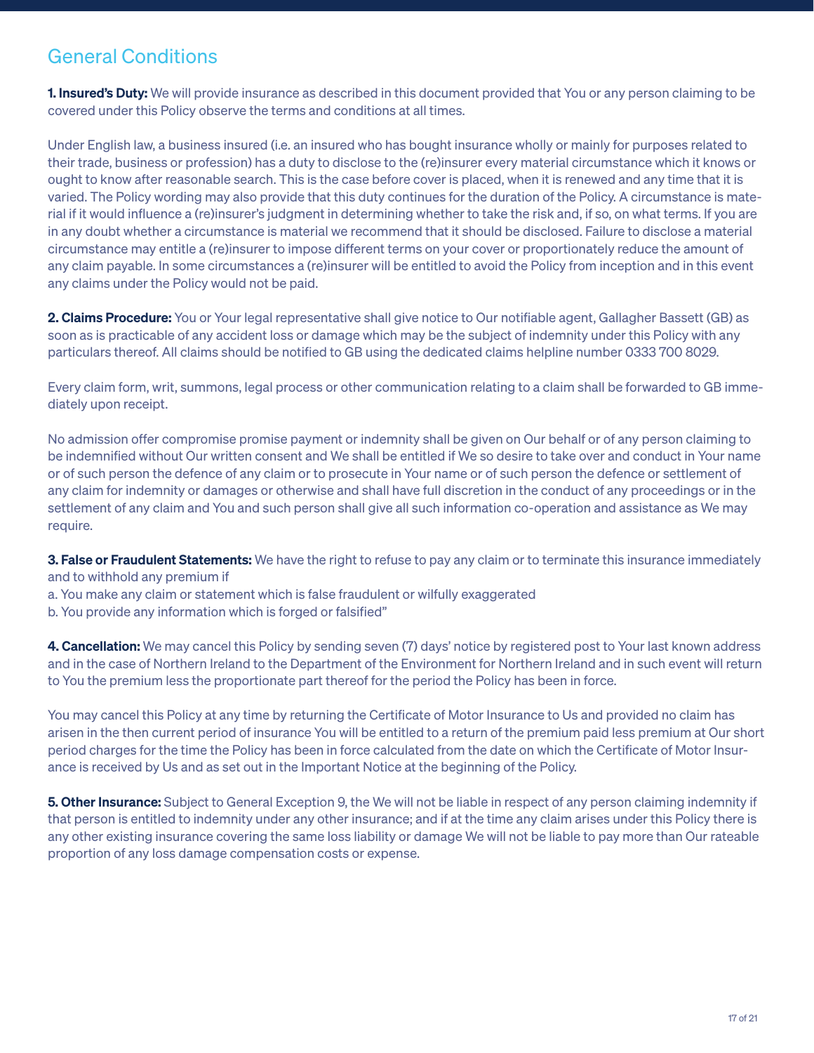## General Conditions

**1. Insured's Duty:** We will provide insurance as described in this document provided that You or any person claiming to be covered under this Policy observe the terms and conditions at all times.

Under English law, a business insured (i.e. an insured who has bought insurance wholly or mainly for purposes related to their trade, business or profession) has a duty to disclose to the (re)insurer every material circumstance which it knows or ought to know after reasonable search. This is the case before cover is placed, when it is renewed and any time that it is varied. The Policy wording may also provide that this duty continues for the duration of the Policy. A circumstance is material if it would influence a (re)insurer's judgment in determining whether to take the risk and, if so, on what terms. If you are in any doubt whether a circumstance is material we recommend that it should be disclosed. Failure to disclose a material circumstance may entitle a (re)insurer to impose different terms on your cover or proportionately reduce the amount of any claim payable. In some circumstances a (re)insurer will be entitled to avoid the Policy from inception and in this event any claims under the Policy would not be paid.

**2. Claims Procedure:** You or Your legal representative shall give notice to Our notifiable agent, Gallagher Bassett (GB) as soon as is practicable of any accident loss or damage which may be the subject of indemnity under this Policy with any particulars thereof. All claims should be notified to GB using the dedicated claims helpline number 0333 700 8029.

Every claim form, writ, summons, legal process or other communication relating to a claim shall be forwarded to GB immediately upon receipt.

No admission offer compromise promise payment or indemnity shall be given on Our behalf or of any person claiming to be indemnified without Our written consent and We shall be entitled if We so desire to take over and conduct in Your name or of such person the defence of any claim or to prosecute in Your name or of such person the defence or settlement of any claim for indemnity or damages or otherwise and shall have full discretion in the conduct of any proceedings or in the settlement of any claim and You and such person shall give all such information co-operation and assistance as We may require.

**3. False or Fraudulent Statements:** We have the right to refuse to pay any claim or to terminate this insurance immediately and to withhold any premium if

a. You make any claim or statement which is false fraudulent or wilfully exaggerated
b. You provide any information which is forged or falsified"

**4. Cancellation:** We may cancel this Policy by sending seven (7) days' notice by registered post to Your last known address and in the case of Northern Ireland to the Department of the Environment for Northern Ireland and in such event will return to You the premium less the proportionate part thereof for the period the Policy has been in force.

You may cancel this Policy at any time by returning the Certificate of Motor Insurance to Us and provided no claim has arisen in the then current period of insurance You will be entitled to a return of the premium paid less premium at Our short period charges for the time the Policy has been in force calculated from the date on which the Certificate of Motor Insurance is received by Us and as set out in the Important Notice at the beginning of the Policy.

**5. Other Insurance:** Subject to General Exception 9, the We will not be liable in respect of any person claiming indemnity if that person is entitled to indemnity under any other insurance; and if at the time any claim arises under this Policy there is any other existing insurance covering the same loss liability or damage We will not be liable to pay more than Our rateable proportion of any loss damage compensation costs or expense.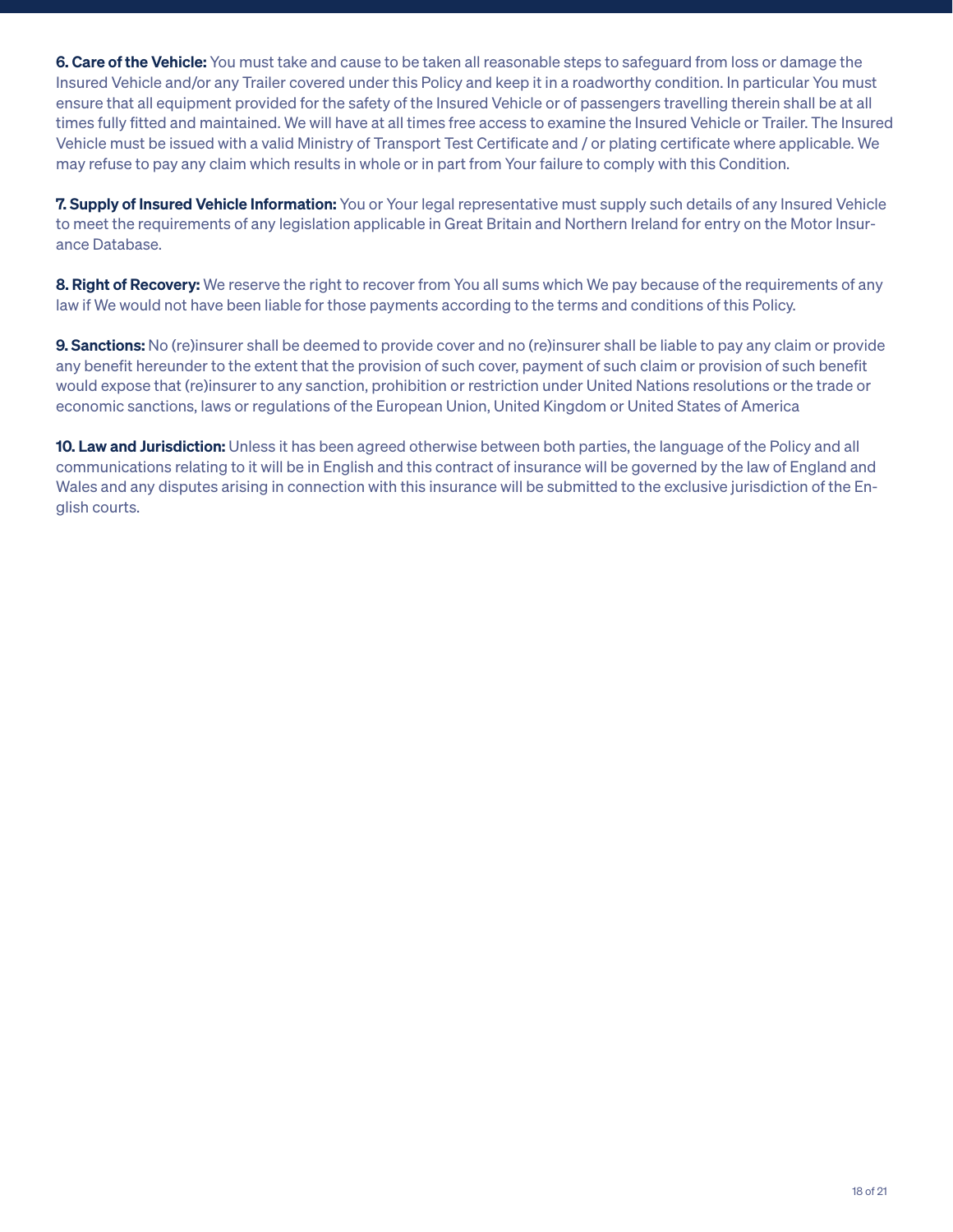**6. Care of the Vehicle:** You must take and cause to be taken all reasonable steps to safeguard from loss or damage the Insured Vehicle and/or any Trailer covered under this Policy and keep it in a roadworthy condition. In particular You must ensure that all equipment provided for the safety of the Insured Vehicle or of passengers travelling therein shall be at all times fully fitted and maintained. We will have at all times free access to examine the Insured Vehicle or Trailer. The Insured Vehicle must be issued with a valid Ministry of Transport Test Certificate and / or plating certificate where applicable. We may refuse to pay any claim which results in whole or in part from Your failure to comply with this Condition.

**7. Supply of Insured Vehicle Information:** You or Your legal representative must supply such details of any Insured Vehicle to meet the requirements of any legislation applicable in Great Britain and Northern Ireland for entry on the Motor Insurance Database.

**8. Right of Recovery:** We reserve the right to recover from You all sums which We pay because of the requirements of any law if We would not have been liable for those payments according to the terms and conditions of this Policy.

**9. Sanctions:** No (re)insurer shall be deemed to provide cover and no (re)insurer shall be liable to pay any claim or provide any benefit hereunder to the extent that the provision of such cover, payment of such claim or provision of such benefit would expose that (re)insurer to any sanction, prohibition or restriction under United Nations resolutions or the trade or economic sanctions, laws or regulations of the European Union, United Kingdom or United States of America

**10. Law and Jurisdiction:** Unless it has been agreed otherwise between both parties, the language of the Policy and all communications relating to it will be in English and this contract of insurance will be governed by the law of England and Wales and any disputes arising in connection with this insurance will be submitted to the exclusive jurisdiction of the English courts.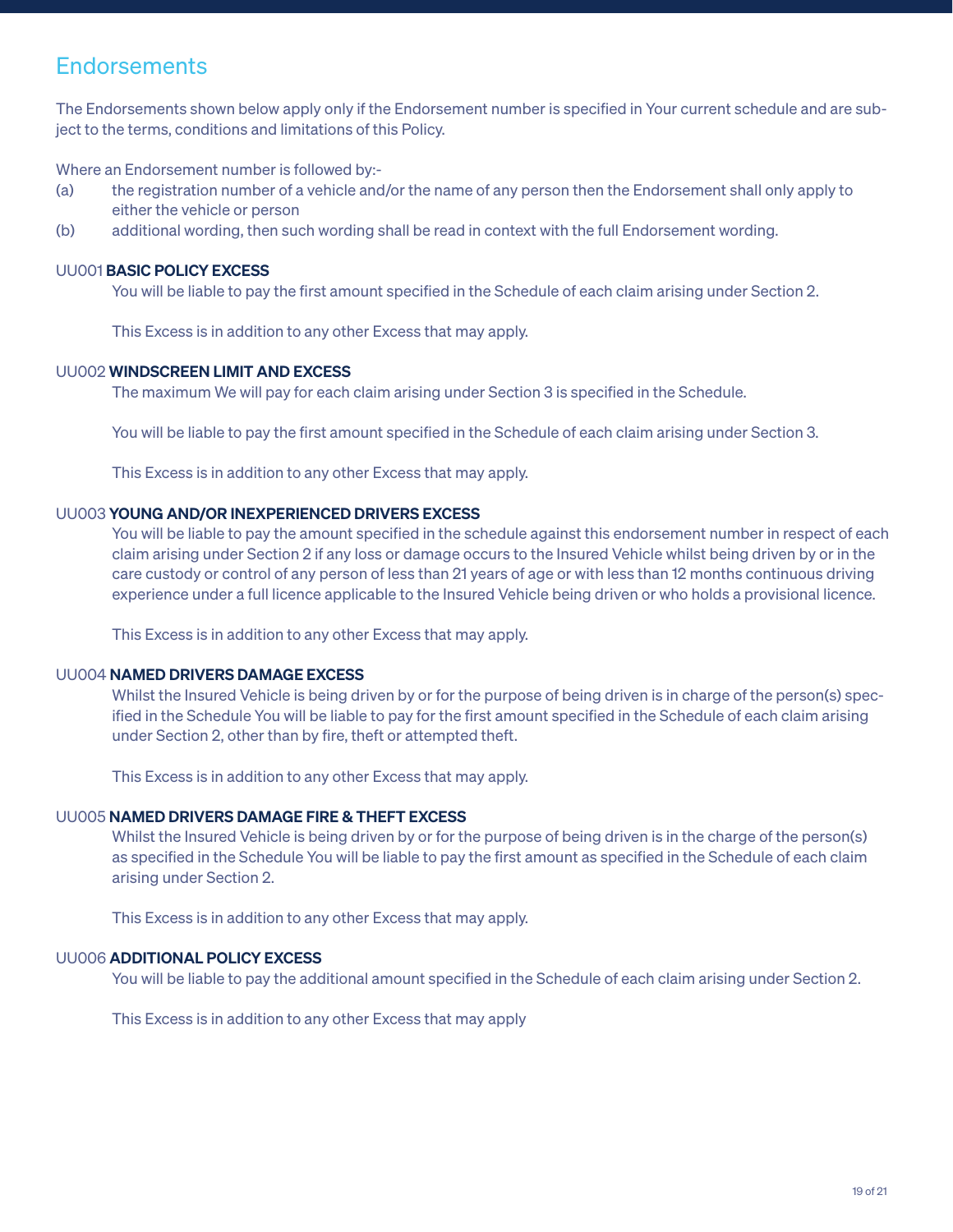## Endorsements

The Endorsements shown below apply only if the Endorsement number is specified in Your current schedule and are subject to the terms, conditions and limitations of this Policy.

Where an Endorsement number is followed by:-

(a) the registration number of a vehicle and/or the name of any person then the Endorsement shall only apply to either the vehicle or person

(b) additional wording, then such wording shall be read in context with the full Endorsement wording.

UU001 **BASIC POLICY EXCESS**

You will be liable to pay the first amount specified in the Schedule of each claim arising under Section 2.

This Excess is in addition to any other Excess that may apply.

UU002 **WINDSCREEN LIMIT AND EXCESS**

The maximum We will pay for each claim arising under Section 3 is specified in the Schedule.

You will be liable to pay the first amount specified in the Schedule of each claim arising under Section 3.

This Excess is in addition to any other Excess that may apply.

UU003 **YOUNG AND/OR INEXPERIENCED DRIVERS EXCESS**

You will be liable to pay the amount specified in the schedule against this endorsement number in respect of each claim arising under Section 2 if any loss or damage occurs to the Insured Vehicle whilst being driven by or in the care custody or control of any person of less than 21 years of age or with less than 12 months continuous driving experience under a full licence applicable to the Insured Vehicle being driven or who holds a provisional licence.

This Excess is in addition to any other Excess that may apply.

UU004 **NAMED DRIVERS DAMAGE EXCESS**

Whilst the Insured Vehicle is being driven by or for the purpose of being driven is in charge of the person(s) specified in the Schedule You will be liable to pay for the first amount specified in the Schedule of each claim arising under Section 2, other than by fire, theft or attempted theft.

This Excess is in addition to any other Excess that may apply.

UU005 **NAMED DRIVERS DAMAGE FIRE & THEFT EXCESS**

Whilst the Insured Vehicle is being driven by or for the purpose of being driven is in the charge of the person(s) as specified in the Schedule You will be liable to pay the first amount as specified in the Schedule of each claim arising under Section 2.

This Excess is in addition to any other Excess that may apply.

UU006 **ADDITIONAL POLICY EXCESS**

You will be liable to pay the additional amount specified in the Schedule of each claim arising under Section 2.

This Excess is in addition to any other Excess that may apply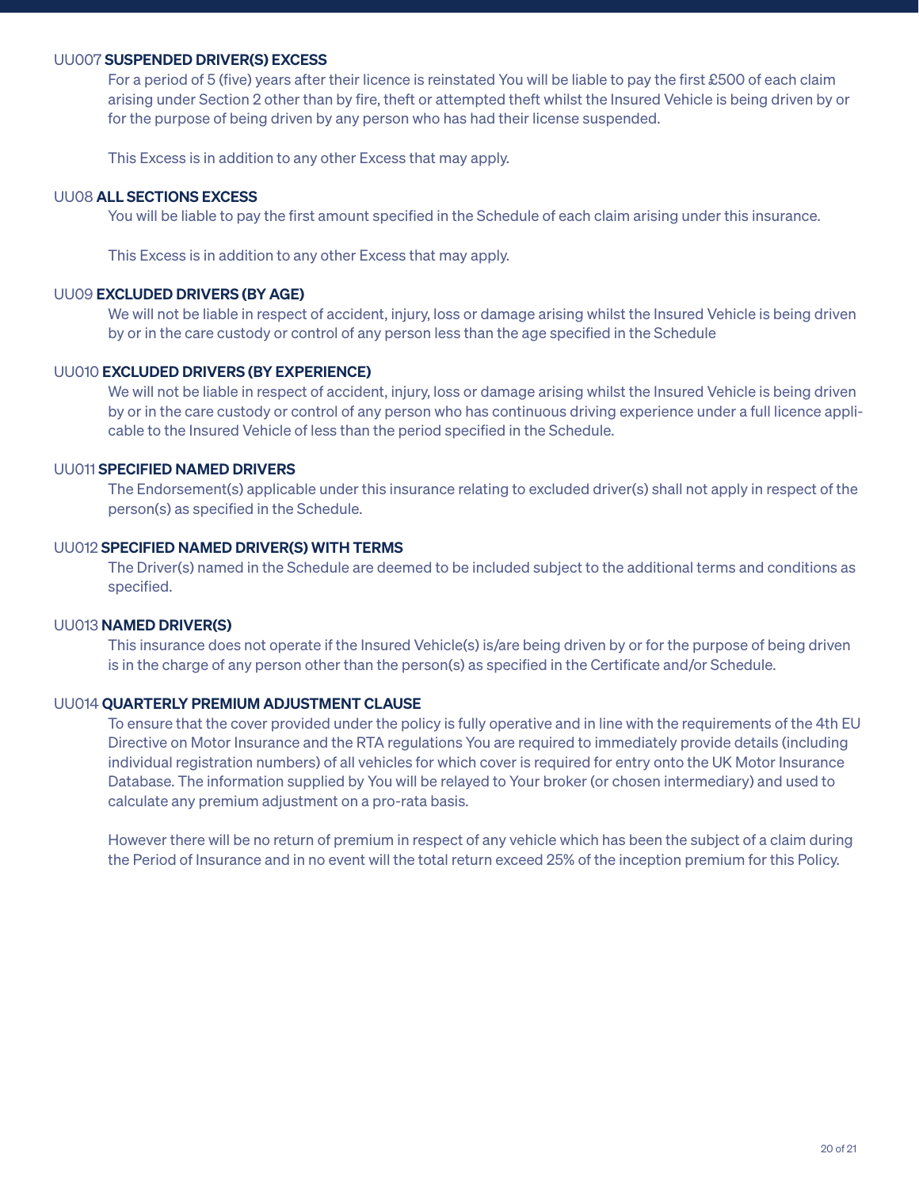### UU007 **SUSPENDED DRIVER(S) EXCESS**

For a period of 5 (five) years after their licence is reinstated You will be liable to pay the first £500 of each claim arising under Section 2 other than by fire, theft or attempted theft whilst the Insured Vehicle is being driven by or for the purpose of being driven by any person who has had their license suspended.

This Excess is in addition to any other Excess that may apply.

### UU08 **ALL SECTIONS EXCESS**

You will be liable to pay the first amount specified in the Schedule of each claim arising under this insurance.

This Excess is in addition to any other Excess that may apply.

### UU09 **EXCLUDED DRIVERS (BY AGE)**

We will not be liable in respect of accident, injury, loss or damage arising whilst the Insured Vehicle is being driven by or in the care custody or control of any person less than the age specified in the Schedule

### UU010 **EXCLUDED DRIVERS (BY EXPERIENCE)**

We will not be liable in respect of accident, injury, loss or damage arising whilst the Insured Vehicle is being driven by or in the care custody or control of any person who has continuous driving experience under a full licence applicable to the Insured Vehicle of less than the period specified in the Schedule.

### UU011 **SPECIFIED NAMED DRIVERS**

The Endorsement(s) applicable under this insurance relating to excluded driver(s) shall not apply in respect of the person(s) as specified in the Schedule.

### UU012 **SPECIFIED NAMED DRIVER(S) WITH TERMS**

The Driver(s) named in the Schedule are deemed to be included subject to the additional terms and conditions as specified.

### UU013 **NAMED DRIVER(S)**

This insurance does not operate if the Insured Vehicle(s) is/are being driven by or for the purpose of being driven is in the charge of any person other than the person(s) as specified in the Certificate and/or Schedule.

### UU014 **QUARTERLY PREMIUM ADJUSTMENT CLAUSE**

To ensure that the cover provided under the policy is fully operative and in line with the requirements of the 4th EU Directive on Motor Insurance and the RTA regulations You are required to immediately provide details (including individual registration numbers) of all vehicles for which cover is required for entry onto the UK Motor Insurance Database. The information supplied by You will be relayed to Your broker (or chosen intermediary) and used to calculate any premium adjustment on a pro-rata basis.

However there will be no return of premium in respect of any vehicle which has been the subject of a claim during the Period of Insurance and in no event will the total return exceed 25% of the inception premium for this Policy.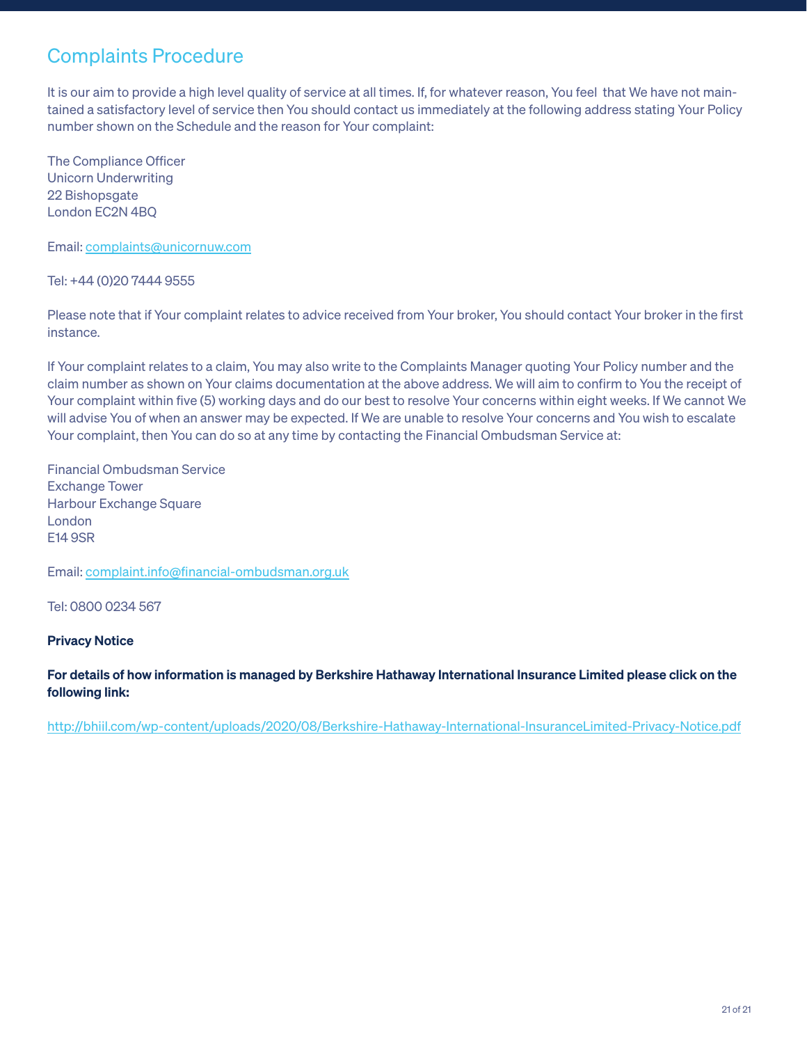## Complaints Procedure

It is our aim to provide a high level quality of service at all times. If, for whatever reason, You feel that We have not maintained a satisfactory level of service then You should contact us immediately at the following address stating Your Policy number shown on the Schedule and the reason for Your complaint:

The Compliance Officer
Unicorn Underwriting
22 Bishopsgate
London EC2N 4BQ

Email: complaints@unicornuw.com

Tel: +44 (0)20 7444 9555

Please note that if Your complaint relates to advice received from Your broker, You should contact Your broker in the first instance.

If Your complaint relates to a claim, You may also write to the Complaints Manager quoting Your Policy number and the claim number as shown on Your claims documentation at the above address. We will aim to confirm to You the receipt of Your complaint within five (5) working days and do our best to resolve Your concerns within eight weeks. If We cannot We will advise You of when an answer may be expected. If We are unable to resolve Your concerns and You wish to escalate Your complaint, then You can do so at any time by contacting the Financial Ombudsman Service at:

Financial Ombudsman Service
Exchange Tower
Harbour Exchange Square
London
E14 9SR

Email: complaint.info@financial-ombudsman.org.uk

Tel: 0800 0234 567

**Privacy Notice**

**For details of how information is managed by Berkshire Hathaway International Insurance Limited please click on the following link:**

http://bhiil.com/wp-content/uploads/2020/08/Berkshire-Hathaway-International-InsuranceLimited-Privacy-Notice.pdf